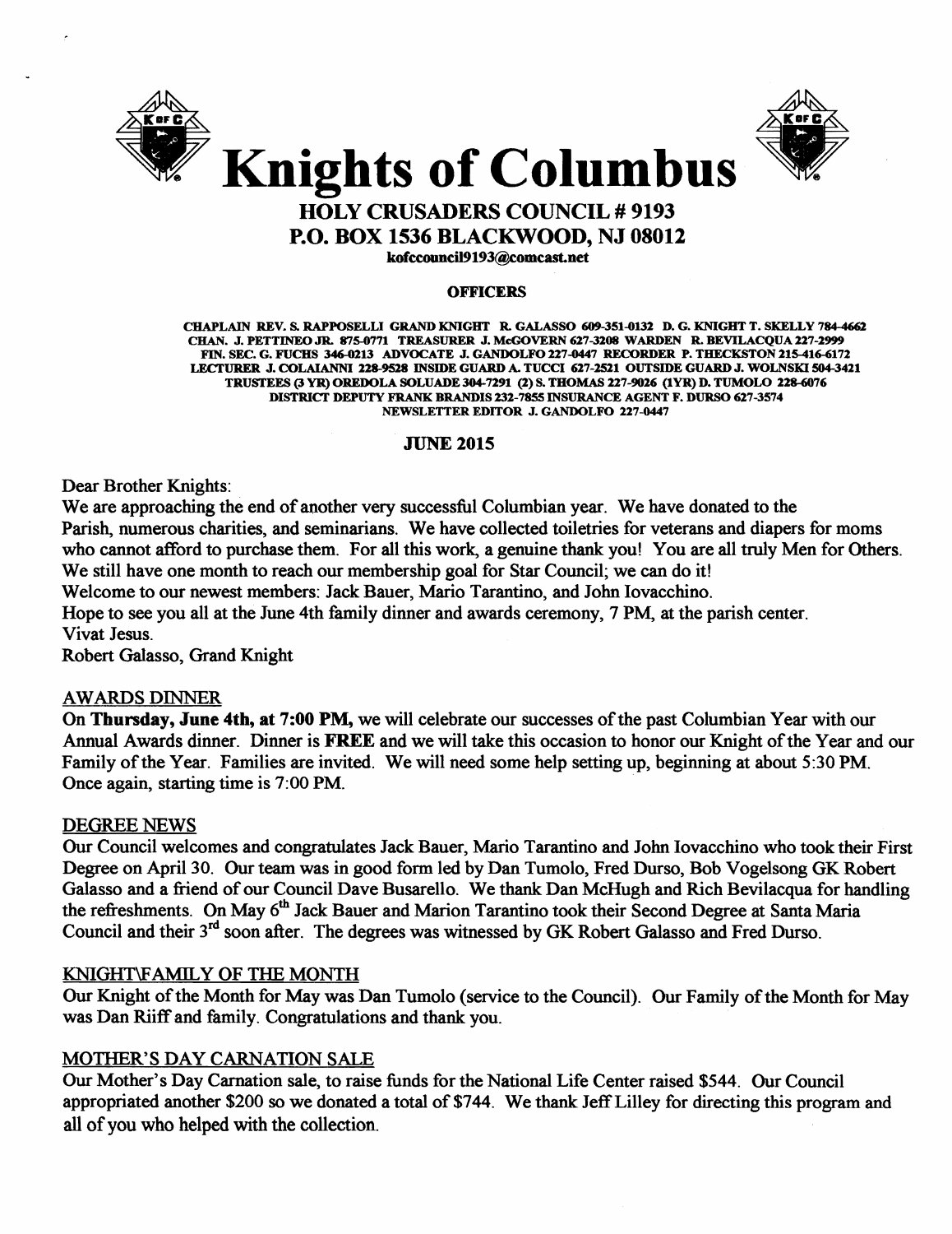# Knights of Columbus

## HOLY CRUSADERS COUNCIL # 9193

## P.O. BOX 1536 BLACKWOOD, NJ 08012

kofccouncil9193@comcast.net

**OFFICERS**

CHAPLAIN REV. S. RAPPOSELLI GRAND KNIGHT R. GALASSO 609-351-0132 D. G. KNIGHT T. SKELLY 784-4662
CHAN. J. PETTINEO JR. 875-0771 TREASURER J. McGOVERN 627-3208 WARDEN R. BEVILACQUA 227-2999
FIN. SEC. G. FUCHS 346-0213 ADVOCATE J. GANDOLFO 227-0447 RECORDER P. THECKSTON 215-416-6172
LECTURER J. COLAIANNI 228-9528 INSIDE GUARD A. TUCCI 627-2521 OUTSIDE GUARD J. WOLNSKI 504-3421
TRUSTEES (3 YR) OREDOLA SOLUADE 304-7291 (2) S. THOMAS 227-9026 (1YR) D. TUMOLO 228-6076
DISTRICT DEPUTY FRANK BRANDIS 232-7855 INSURANCE AGENT F. DURSO 627-3574
NEWSLETTER EDITOR J. GANDOLFO 227-0447

**JUNE 2015**

Dear Brother Knights:
We are approaching the end of another very successful Columbian year. We have donated to the Parish, numerous charities, and seminarians. We have collected toiletries for veterans and diapers for moms who cannot afford to purchase them. For all this work, a genuine thank you! You are all truly Men for Others.
We still have one month to reach our membership goal for Star Council; we can do it!
Welcome to our newest members: Jack Bauer, Mario Tarantino, and John Iovacchino.
Hope to see you all at the June 4th family dinner and awards ceremony, 7 PM, at the parish center.
Vivat Jesus.
Robert Galasso, Grand Knight

## AWARDS DINNER

On **Thursday, June 4th, at 7:00 PM,** we will celebrate our successes of the past Columbian Year with our Annual Awards dinner. Dinner is **FREE** and we will take this occasion to honor our Knight of the Year and our Family of the Year. Families are invited. We will need some help setting up, beginning at about 5:30 PM. Once again, starting time is 7:00 PM.

## DEGREE NEWS

Our Council welcomes and congratulates Jack Bauer, Mario Tarantino and John Iovacchino who took their First Degree on April 30. Our team was in good form led by Dan Tumolo, Fred Durso, Bob Vogelsong GK Robert Galasso and a friend of our Council Dave Busarello. We thank Dan McHugh and Rich Bevilacqua for handling the refreshments. On May 6th Jack Bauer and Marion Tarantino took their Second Degree at Santa Maria Council and their 3rd soon after. The degrees was witnessed by GK Robert Galasso and Fred Durso.

## KNIGHT\FAMILY OF THE MONTH

Our Knight of the Month for May was Dan Tumolo (service to the Council). Our Family of the Month for May was Dan Riiff and family. Congratulations and thank you.

## MOTHER'S DAY CARNATION SALE

Our Mother's Day Carnation sale, to raise funds for the National Life Center raised $544. Our Council appropriated another $200 so we donated a total of $744. We thank Jeff Lilley for directing this program and all of you who helped with the collection.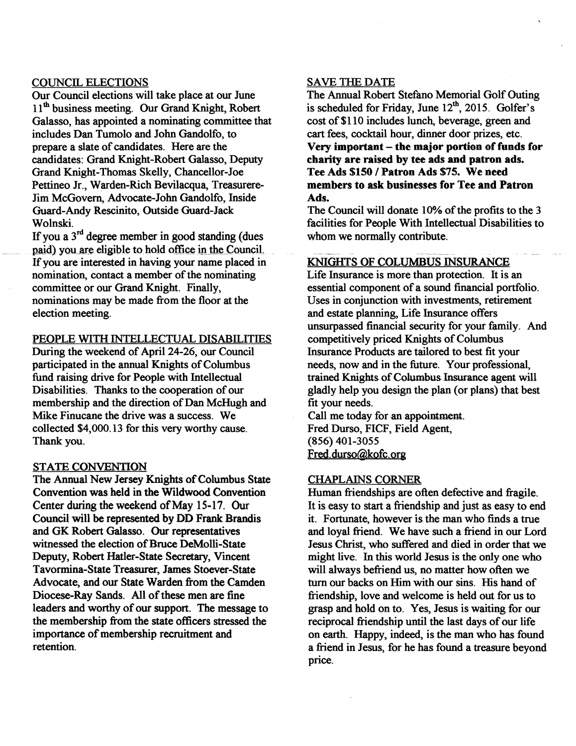## COUNCIL ELECTIONS

Our Council elections will take place at our June 11th business meeting. Our Grand Knight, Robert Galasso, has appointed a nominating committee that includes Dan Tumolo and John Gandolfo, to prepare a slate of candidates. Here are the candidates: Grand Knight-Robert Galasso, Deputy Grand Knight-Thomas Skelly, Chancellor-Joe Pettineo Jr., Warden-Rich Bevilacqua, Treasurere-Jim McGovern, Advocate-John Gandolfo, Inside Guard-Andy Rescinito, Outside Guard-Jack Wolnski.

If you a 3rd degree member in good standing (dues paid) you are eligible to hold office in the Council. If you are interested in having your name placed in nomination, contact a member of the nominating committee or our Grand Knight. Finally, nominations may be made from the floor at the election meeting.

## PEOPLE WITH INTELLECTUAL DISABILITIES

During the weekend of April 24-26, our Council participated in the annual Knights of Columbus fund raising drive for People with Intellectual Disabilities. Thanks to the cooperation of our membership and the direction of Dan McHugh and Mike Finucane the drive was a success. We collected $4,000.13 for this very worthy cause. Thank you.

## STATE CONVENTION

The Annual New Jersey Knights of Columbus State Convention was held in the Wildwood Convention Center during the weekend of May 15-17. Our Council will be represented by DD Frank Brandis and GK Robert Galasso. Our representatives witnessed the election of Bruce DeMolli-State Deputy, Robert Hatler-State Secretary, Vincent Tavormina-State Treasurer, James Stoever-State Advocate, and our State Warden from the Camden Diocese-Ray Sands. All of these men are fine leaders and worthy of our support. The message to the membership from the state officers stressed the importance of membership recruitment and retention.

## SAVE THE DATE

The Annual Robert Stefano Memorial Golf Outing is scheduled for Friday, June 12th, 2015. Golfer's cost of $110 includes lunch, beverage, green and cart fees, cocktail hour, dinner door prizes, etc. **Very important – the major portion of funds for charity are raised by tee ads and patron ads. Tee Ads $150 / Patron Ads $75. We need members to ask businesses for Tee and Patron Ads.**

The Council will donate 10% of the profits to the 3 facilities for People With Intellectual Disabilities to whom we normally contribute.

## KNIGHTS OF COLUMBUS INSURANCE

Life Insurance is more than protection. It is an essential component of a sound financial portfolio. Uses in conjunction with investments, retirement and estate planning, Life Insurance offers unsurpassed financial security for your family. And competitively priced Knights of Columbus Insurance Products are tailored to best fit your needs, now and in the future. Your professional, trained Knights of Columbus Insurance agent will gladly help you design the plan (or plans) that best fit your needs.

Call me today for an appointment.
Fred Durso, FICF, Field Agent,
(856) 401-3055
Fred.durso@kofc.org

## CHAPLAINS CORNER

Human friendships are often defective and fragile. It is easy to start a friendship and just as easy to end it. Fortunate, however is the man who finds a true and loyal friend. We have such a friend in our Lord Jesus Christ, who suffered and died in order that we might live. In this world Jesus is the only one who will always befriend us, no matter how often we turn our backs on Him with our sins. His hand of friendship, love and welcome is held out for us to grasp and hold on to. Yes, Jesus is waiting for our reciprocal friendship until the last days of our life on earth. Happy, indeed, is the man who has found a friend in Jesus, for he has found a treasure beyond price.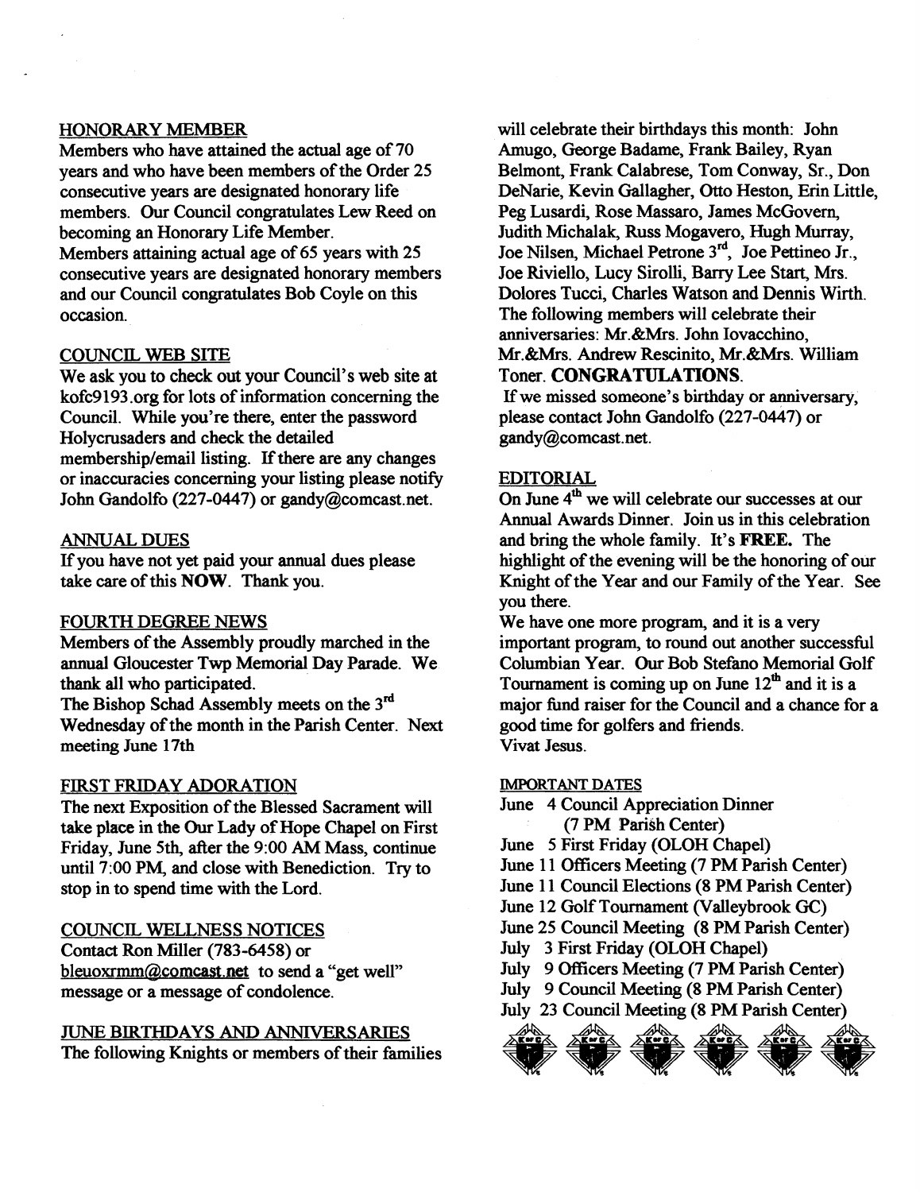## HONORARY MEMBER

Members who have attained the actual age of 70 years and who have been members of the Order 25 consecutive years are designated honorary life members. Our Council congratulates Lew Reed on becoming an Honorary Life Member.
Members attaining actual age of 65 years with 25 consecutive years are designated honorary members and our Council congratulates Bob Coyle on this occasion.

## COUNCIL WEB SITE

We ask you to check out your Council's web site at kofc9193.org for lots of information concerning the Council. While you're there, enter the password Holycrusaders and check the detailed membership/email listing. If there are any changes or inaccuracies concerning your listing please notify John Gandolfo (227-0447) or gandy@comcast.net.

## ANNUAL DUES

If you have not yet paid your annual dues please take care of this **NOW**. Thank you.

## FOURTH DEGREE NEWS

Members of the Assembly proudly marched in the annual Gloucester Twp Memorial Day Parade. We thank all who participated.
The Bishop Schad Assembly meets on the 3rd Wednesday of the month in the Parish Center. Next meeting June 17th

## FIRST FRIDAY ADORATION

The next Exposition of the Blessed Sacrament will take place in the Our Lady of Hope Chapel on First Friday, June 5th, after the 9:00 AM Mass, continue until 7:00 PM, and close with Benediction. Try to stop in to spend time with the Lord.

## COUNCIL WELLNESS NOTICES

Contact Ron Miller (783-6458) or bleuoxrmm@comcast.net to send a "get well" message or a message of condolence.

## JUNE BIRTHDAYS AND ANNIVERSARIES

The following Knights or members of their families will celebrate their birthdays this month: John Amugo, George Badame, Frank Bailey, Ryan Belmont, Frank Calabrese, Tom Conway, Sr., Don DeNarie, Kevin Gallagher, Otto Heston, Erin Little, Peg Lusardi, Rose Massaro, James McGovern, Judith Michalak, Russ Mogavero, Hugh Murray, Joe Nilsen, Michael Petrone 3rd, Joe Pettineo Jr., Joe Riviello, Lucy Sirolli, Barry Lee Start, Mrs. Dolores Tucci, Charles Watson and Dennis Wirth. The following members will celebrate their anniversaries: Mr.&Mrs. John Iovacchino, Mr.&Mrs. Andrew Rescinito, Mr.&Mrs. William Toner. **CONGRATULATIONS.**
If we missed someone's birthday or anniversary, please contact John Gandolfo (227-0447) or gandy@comcast.net.

## EDITORIAL

On June 4th we will celebrate our successes at our Annual Awards Dinner. Join us in this celebration and bring the whole family. It's **FREE.** The highlight of the evening will be the honoring of our Knight of the Year and our Family of the Year. See you there.
We have one more program, and it is a very important program, to round out another successful Columbian Year. Our Bob Stefano Memorial Golf Tournament is coming up on June 12th and it is a major fund raiser for the Council and a chance for a good time for golfers and friends.
Vivat Jesus.

## IMPORTANT DATES

- June 4 Council Appreciation Dinner (7 PM Parish Center)
- June 5 First Friday (OLOH Chapel)
- June 11 Officers Meeting (7 PM Parish Center)
- June 11 Council Elections (8 PM Parish Center)
- June 12 Golf Tournament (Valleybrook GC)
- June 25 Council Meeting (8 PM Parish Center)
- July 3 First Friday (OLOH Chapel)
- July 9 Officers Meeting (7 PM Parish Center)
- July 9 Council Meeting (8 PM Parish Center)
- July 23 Council Meeting (8 PM Parish Center)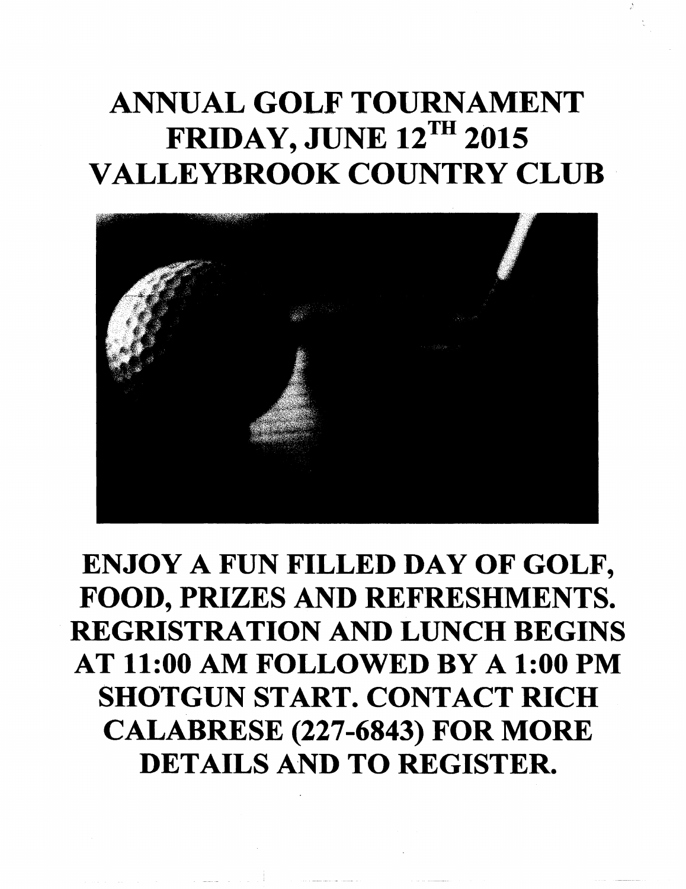# ANNUAL GOLF TOURNAMENT
# FRIDAY, JUNE 12TH 2015
# VALLEYBROOK COUNTRY CLUB

**ENJOY A FUN FILLED DAY OF GOLF, FOOD, PRIZES AND REFRESHMENTS. REGRISTRATION AND LUNCH BEGINS AT 11:00 AM FOLLOWED BY A 1:00 PM SHOTGUN START. CONTACT RICH CALABRESE (227-6843) FOR MORE DETAILS AND TO REGISTER.**